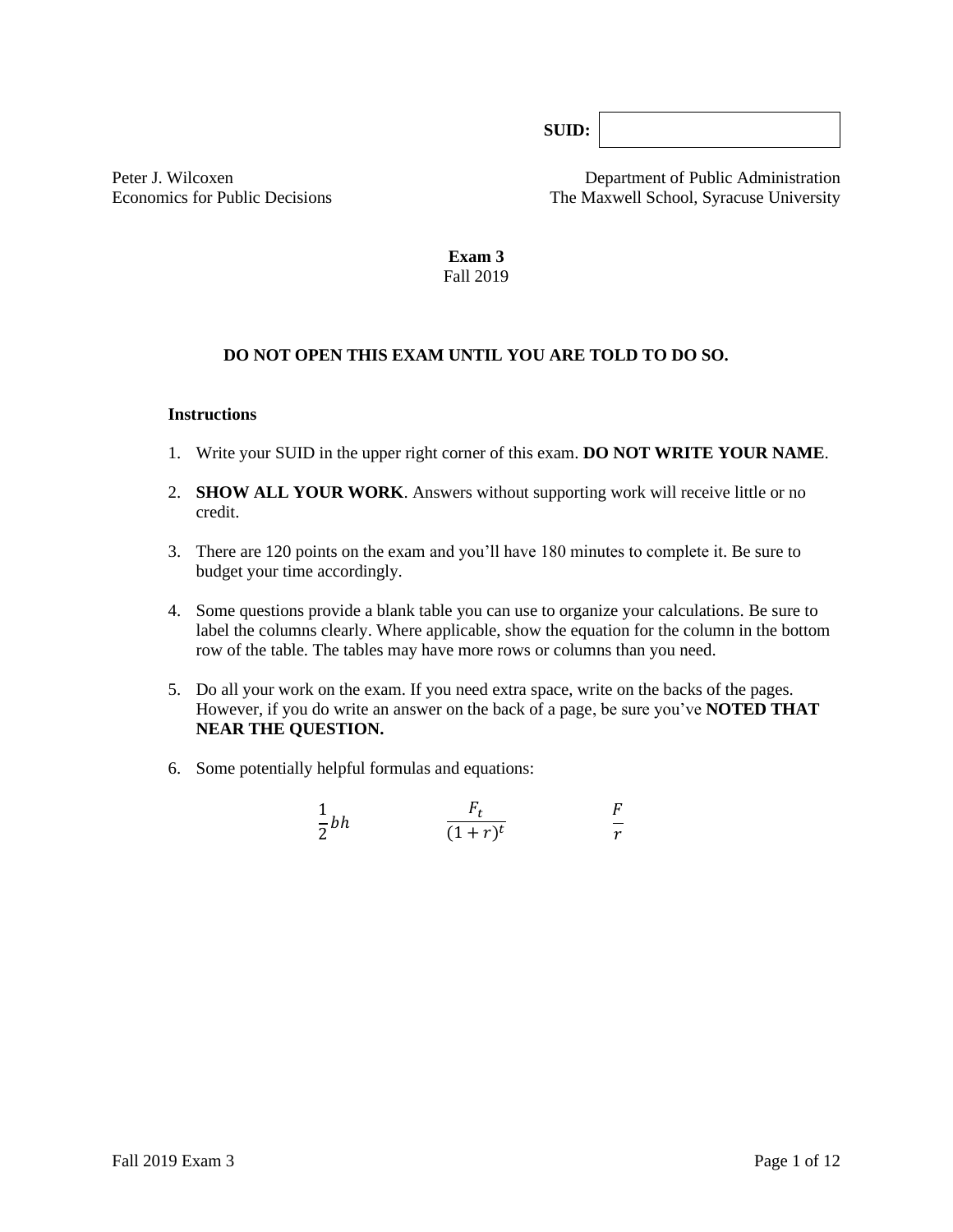**SUID:** 

Peter J. Wilcoxen
Economics for Public Decisions

Department of Public Administration
The Maxwell School, Syracuse University

# Exam 3

Fall 2019

**DO NOT OPEN THIS EXAM UNTIL YOU ARE TOLD TO DO SO.**

### Instructions

1. Write your SUID in the upper right corner of this exam. **DO NOT WRITE YOUR NAME**.

2. **SHOW ALL YOUR WORK**. Answers without supporting work will receive little or no credit.

3. There are 120 points on the exam and you'll have 180 minutes to complete it. Be sure to budget your time accordingly.

4. Some questions provide a blank table you can use to organize your calculations. Be sure to label the columns clearly. Where applicable, show the equation for the column in the bottom row of the table. The tables may have more rows or columns than you need.

5. Do all your work on the exam. If you need extra space, write on the backs of the pages. However, if you do write an answer on the back of a page, be sure you've **NOTED THAT NEAR THE QUESTION.**

6. Some potentially helpful formulas and equations:

$$\frac{1}{2}bh \qquad\qquad \frac{F_t}{(1+r)^t} \qquad\qquad \frac{F}{r}$$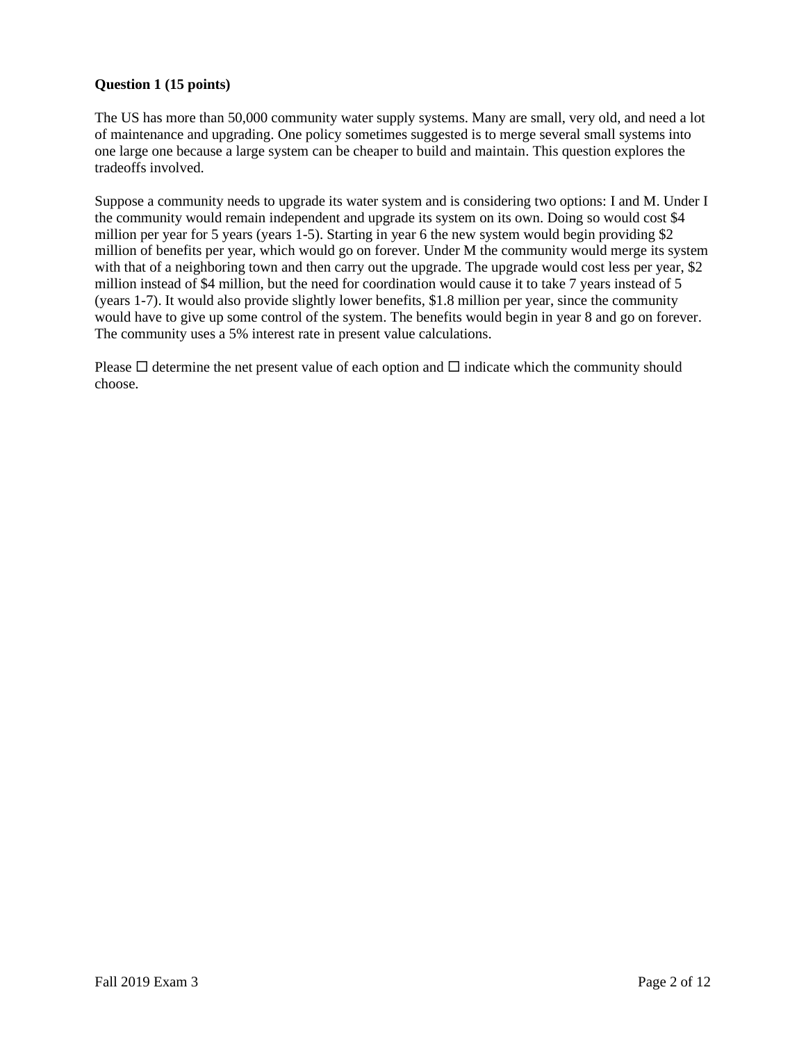**Question 1 (15 points)**

The US has more than 50,000 community water supply systems. Many are small, very old, and need a lot of maintenance and upgrading. One policy sometimes suggested is to merge several small systems into one large one because a large system can be cheaper to build and maintain. This question explores the tradeoffs involved.

Suppose a community needs to upgrade its water system and is considering two options: I and M. Under I the community would remain independent and upgrade its system on its own. Doing so would cost $4 million per year for 5 years (years 1-5). Starting in year 6 the new system would begin providing $2 million of benefits per year, which would go on forever. Under M the community would merge its system with that of a neighboring town and then carry out the upgrade. The upgrade would cost less per year, $2 million instead of $4 million, but the need for coordination would cause it to take 7 years instead of 5 (years 1-7). It would also provide slightly lower benefits, $1.8 million per year, since the community would have to give up some control of the system. The benefits would begin in year 8 and go on forever. The community uses a 5% interest rate in present value calculations.

Please ☐ determine the net present value of each option and ☐ indicate which the community should choose.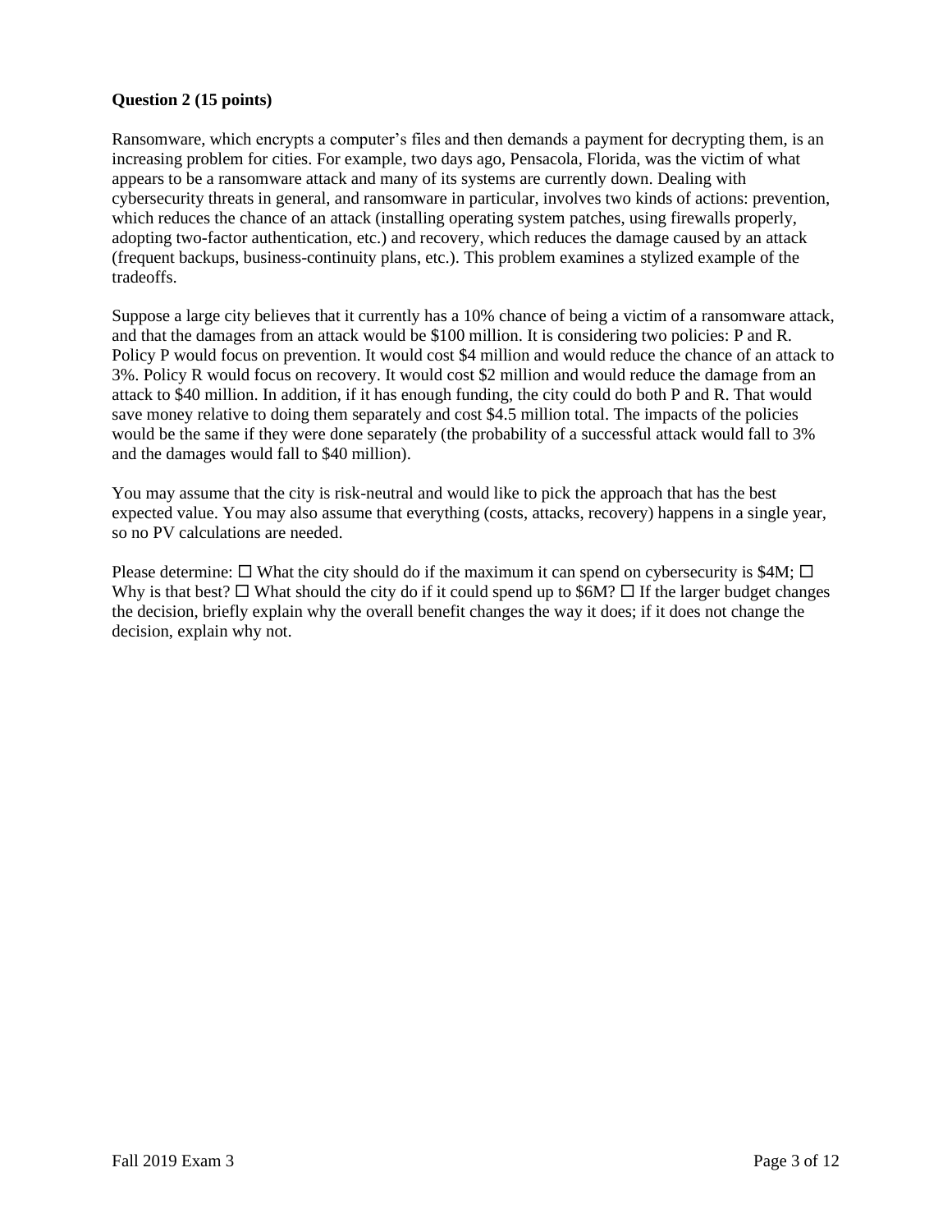**Question 2 (15 points)**

Ransomware, which encrypts a computer's files and then demands a payment for decrypting them, is an increasing problem for cities. For example, two days ago, Pensacola, Florida, was the victim of what appears to be a ransomware attack and many of its systems are currently down. Dealing with cybersecurity threats in general, and ransomware in particular, involves two kinds of actions: prevention, which reduces the chance of an attack (installing operating system patches, using firewalls properly, adopting two-factor authentication, etc.) and recovery, which reduces the damage caused by an attack (frequent backups, business-continuity plans, etc.). This problem examines a stylized example of the tradeoffs.

Suppose a large city believes that it currently has a 10% chance of being a victim of a ransomware attack, and that the damages from an attack would be $100 million. It is considering two policies: P and R. Policy P would focus on prevention. It would cost $4 million and would reduce the chance of an attack to 3%. Policy R would focus on recovery. It would cost $2 million and would reduce the damage from an attack to $40 million. In addition, if it has enough funding, the city could do both P and R. That would save money relative to doing them separately and cost $4.5 million total. The impacts of the policies would be the same if they were done separately (the probability of a successful attack would fall to 3% and the damages would fall to $40 million).

You may assume that the city is risk-neutral and would like to pick the approach that has the best expected value. You may also assume that everything (costs, attacks, recovery) happens in a single year, so no PV calculations are needed.

Please determine: ☐ What the city should do if the maximum it can spend on cybersecurity is $4M; ☐ Why is that best? ☐ What should the city do if it could spend up to $6M? ☐ If the larger budget changes the decision, briefly explain why the overall benefit changes the way it does; if it does not change the decision, explain why not.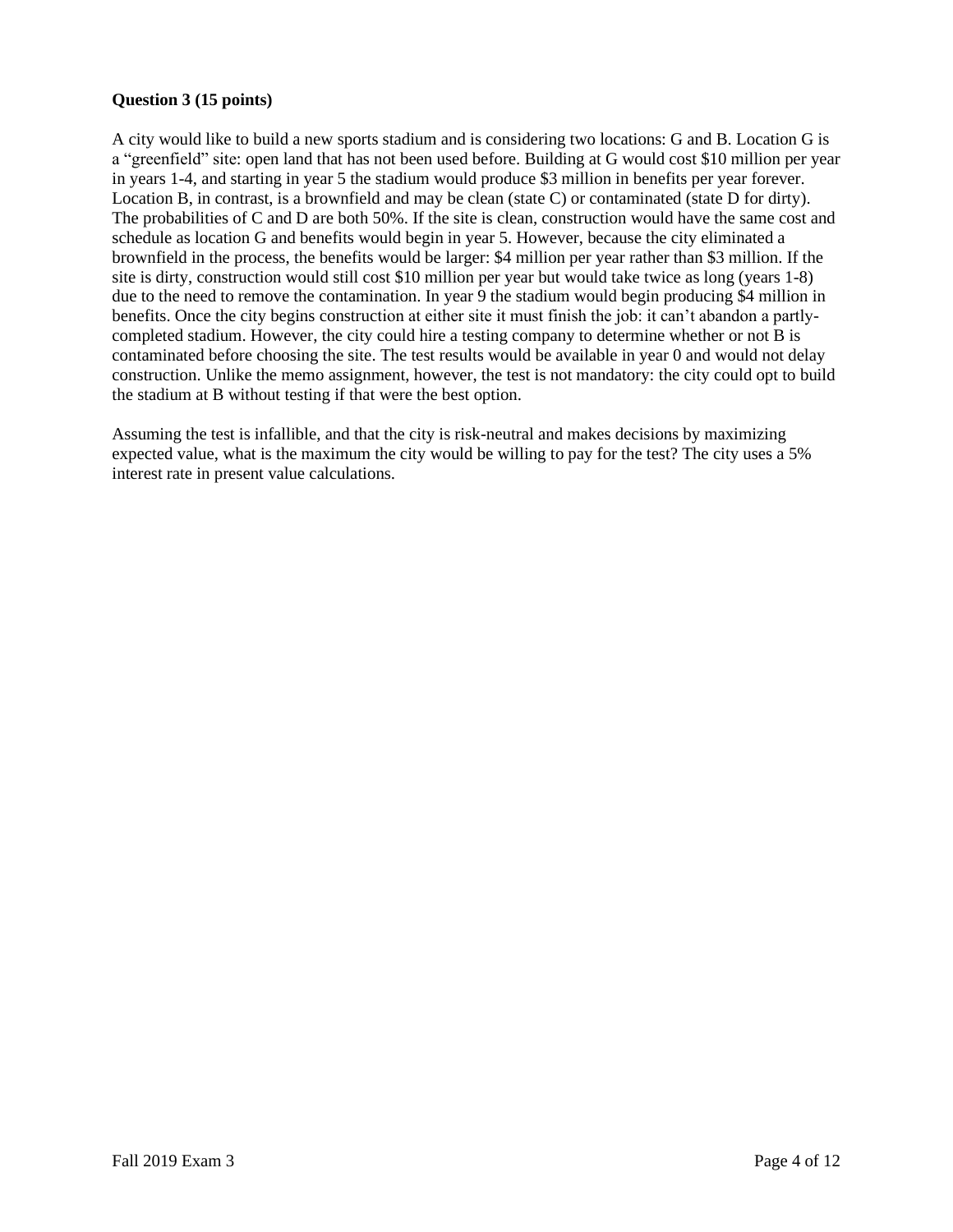**Question 3 (15 points)**

A city would like to build a new sports stadium and is considering two locations: G and B. Location G is a "greenfield" site: open land that has not been used before. Building at G would cost $10 million per year in years 1-4, and starting in year 5 the stadium would produce $3 million in benefits per year forever. Location B, in contrast, is a brownfield and may be clean (state C) or contaminated (state D for dirty). The probabilities of C and D are both 50%. If the site is clean, construction would have the same cost and schedule as location G and benefits would begin in year 5. However, because the city eliminated a brownfield in the process, the benefits would be larger: $4 million per year rather than $3 million. If the site is dirty, construction would still cost $10 million per year but would take twice as long (years 1-8) due to the need to remove the contamination. In year 9 the stadium would begin producing $4 million in benefits. Once the city begins construction at either site it must finish the job: it can't abandon a partly-completed stadium. However, the city could hire a testing company to determine whether or not B is contaminated before choosing the site. The test results would be available in year 0 and would not delay construction. Unlike the memo assignment, however, the test is not mandatory: the city could opt to build the stadium at B without testing if that were the best option.

Assuming the test is infallible, and that the city is risk-neutral and makes decisions by maximizing expected value, what is the maximum the city would be willing to pay for the test? The city uses a 5% interest rate in present value calculations.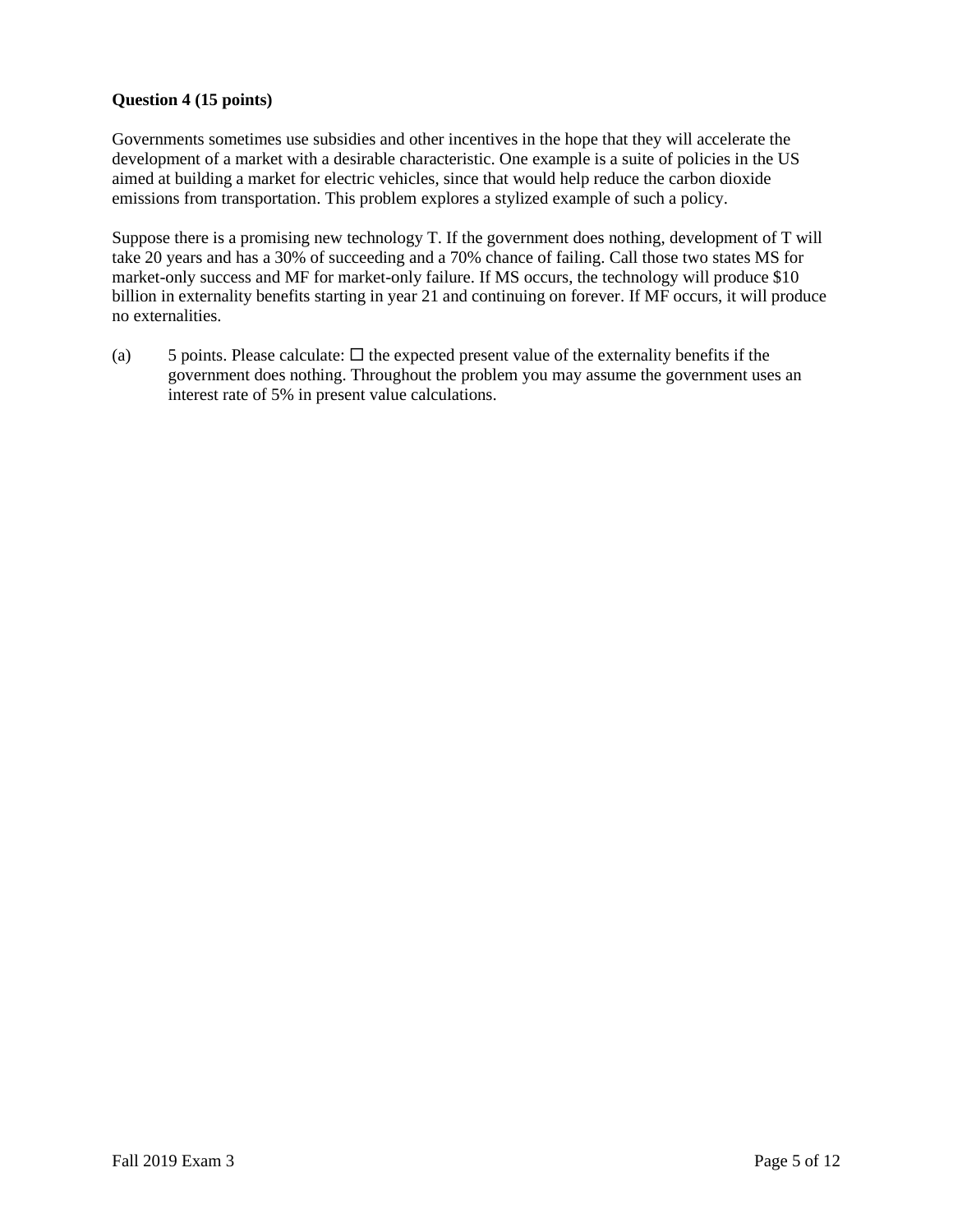**Question 4 (15 points)**

Governments sometimes use subsidies and other incentives in the hope that they will accelerate the development of a market with a desirable characteristic. One example is a suite of policies in the US aimed at building a market for electric vehicles, since that would help reduce the carbon dioxide emissions from transportation. This problem explores a stylized example of such a policy.

Suppose there is a promising new technology T. If the government does nothing, development of T will take 20 years and has a 30% of succeeding and a 70% chance of failing. Call those two states MS for market-only success and MF for market-only failure. If MS occurs, the technology will produce $10 billion in externality benefits starting in year 21 and continuing on forever. If MF occurs, it will produce no externalities.

(a) 5 points. Please calculate: ☐ the expected present value of the externality benefits if the government does nothing. Throughout the problem you may assume the government uses an interest rate of 5% in present value calculations.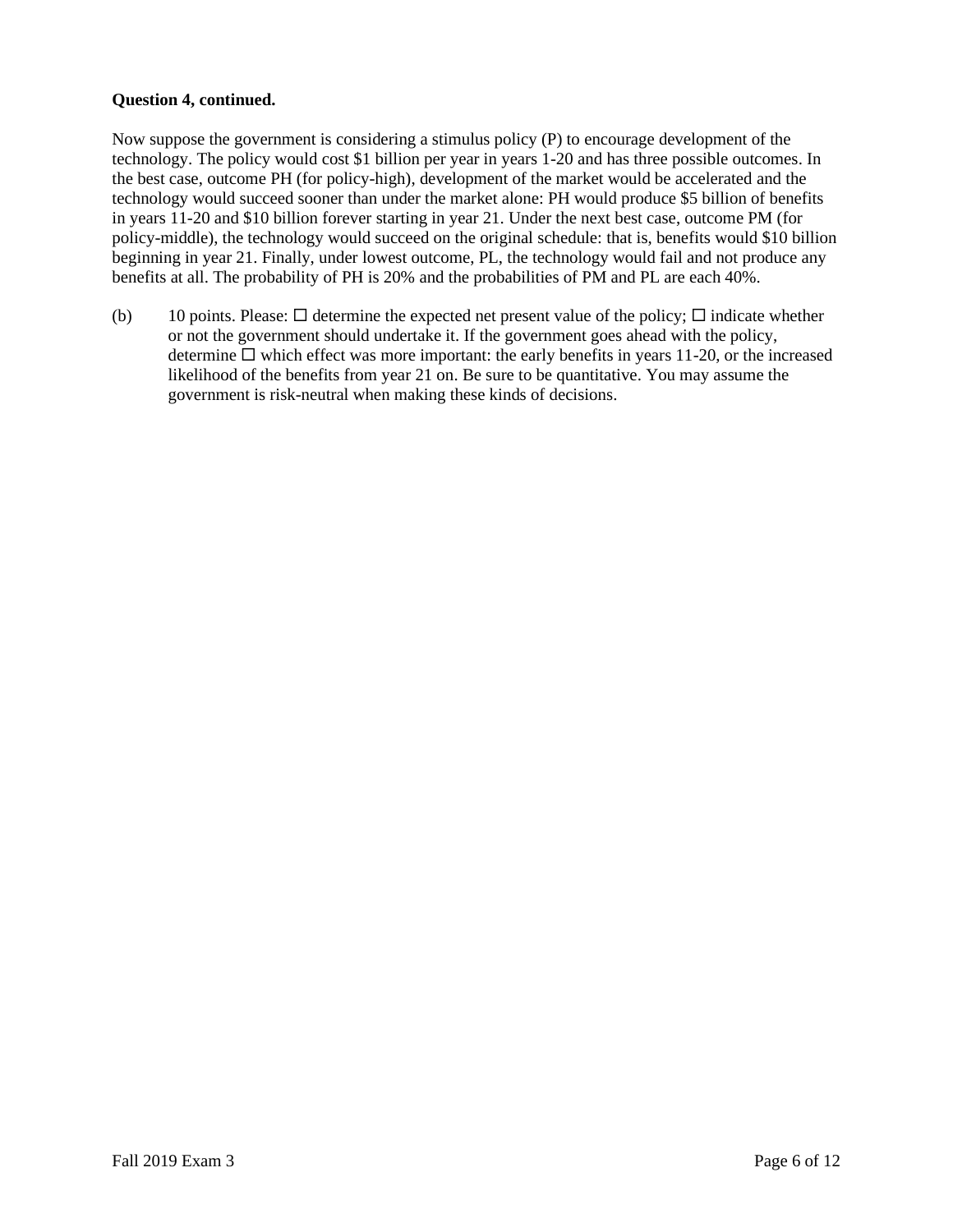**Question 4, continued.**

Now suppose the government is considering a stimulus policy (P) to encourage development of the technology. The policy would cost \$1 billion per year in years 1-20 and has three possible outcomes. In the best case, outcome PH (for policy-high), development of the market would be accelerated and the technology would succeed sooner than under the market alone: PH would produce \$5 billion of benefits in years 11-20 and \$10 billion forever starting in year 21. Under the next best case, outcome PM (for policy-middle), the technology would succeed on the original schedule: that is, benefits would \$10 billion beginning in year 21. Finally, under lowest outcome, PL, the technology would fail and not produce any benefits at all. The probability of PH is 20% and the probabilities of PM and PL are each 40%.

(b) 10 points. Please: ☐ determine the expected net present value of the policy; ☐ indicate whether or not the government should undertake it. If the government goes ahead with the policy, determine ☐ which effect was more important: the early benefits in years 11-20, or the increased likelihood of the benefits from year 21 on. Be sure to be quantitative. You may assume the government is risk-neutral when making these kinds of decisions.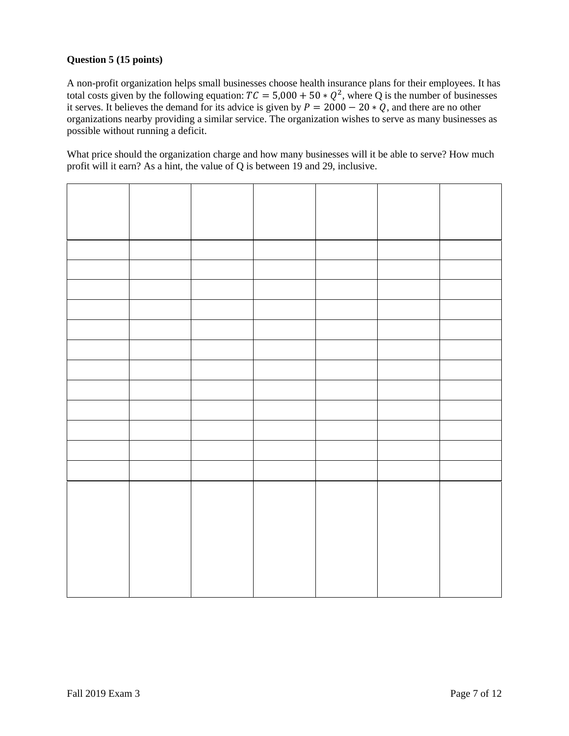**Question 5 (15 points)**

A non-profit organization helps small businesses choose health insurance plans for their employees. It has total costs given by the following equation: $TC = 5{,}000 + 50 * Q^2$, where Q is the number of businesses it serves. It believes the demand for its advice is given by $P = 2000 - 20 * Q$, and there are no other organizations nearby providing a similar service. The organization wishes to serve as many businesses as possible without running a deficit.

What price should the organization charge and how many businesses will it be able to serve? How much profit will it earn? As a hint, the value of Q is between 19 and 29, inclusive.

| | | | | | | |
|---|---|---|---|---|---|---|
| | | | | | | |
| | | | | | | |
| | | | | | | |
| | | | | | | |
| | | | | | | |
| | | | | | | |
| | | | | | | |
| | | | | | | |
| | | | | | | |
| | | | | | | |
| | | | | | | |
| | | | | | | |
| | | | | | | |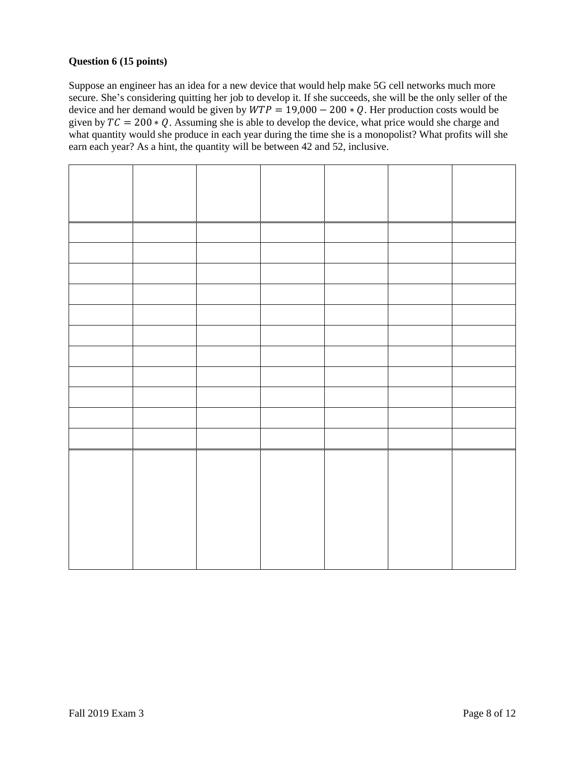**Question 6 (15 points)**

Suppose an engineer has an idea for a new device that would help make 5G cell networks much more secure. She's considering quitting her job to develop it. If she succeeds, she will be the only seller of the device and her demand would be given by $WTP = 19{,}000 - 200 * Q$. Her production costs would be given by $TC = 200 * Q$. Assuming she is able to develop the device, what price would she charge and what quantity would she produce in each year during the time she is a monopolist? What profits will she earn each year? As a hint, the quantity will be between 42 and 52, inclusive.

| | | | | | | |
|---|---|---|---|---|---|---|
| | | | | | | |
| | | | | | | |
| | | | | | | |
| | | | | | | |
| | | | | | | |
| | | | | | | |
| | | | | | | |
| | | | | | | |
| | | | | | | |
| | | | | | | |
| | | | | | | |
| | | | | | | |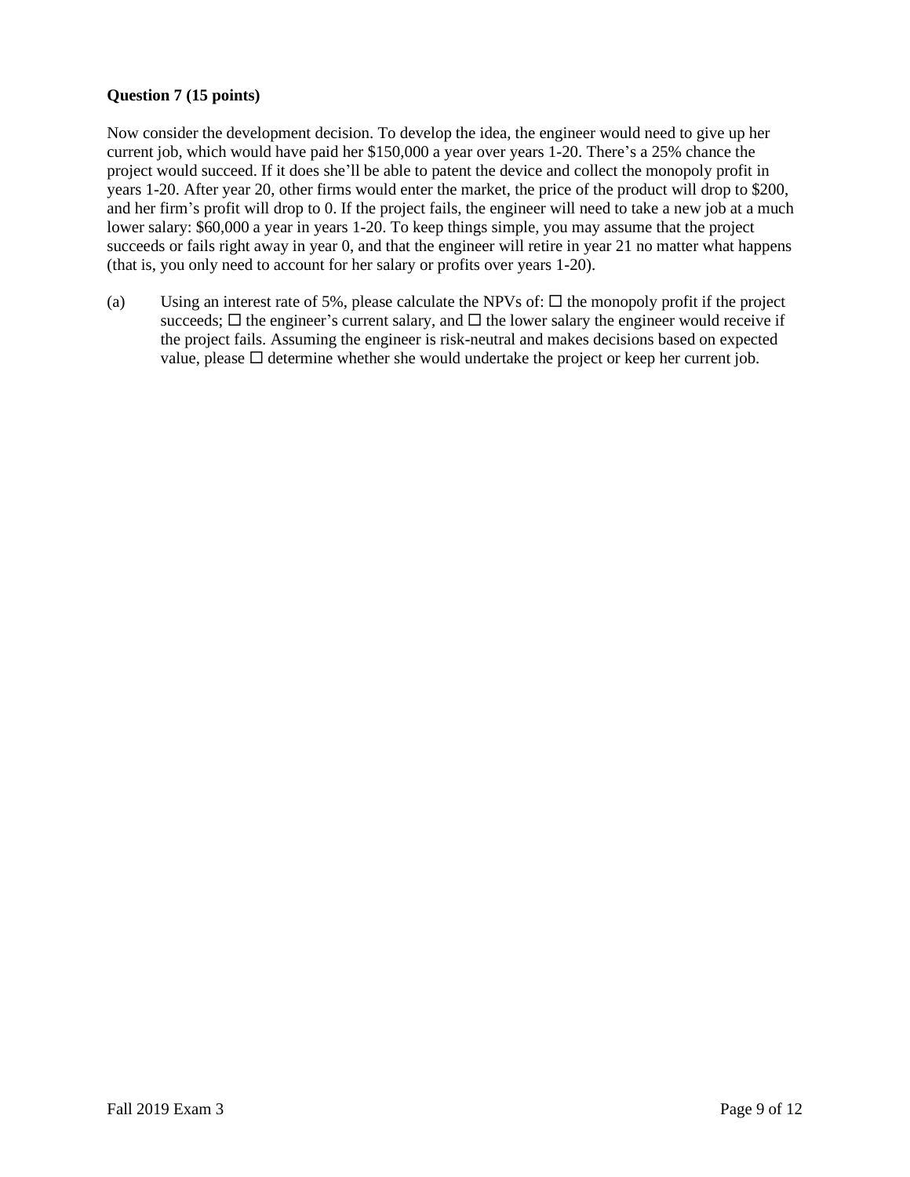**Question 7 (15 points)**

Now consider the development decision. To develop the idea, the engineer would need to give up her current job, which would have paid her \$150,000 a year over years 1-20. There's a 25% chance the project would succeed. If it does she'll be able to patent the device and collect the monopoly profit in years 1-20. After year 20, other firms would enter the market, the price of the product will drop to \$200, and her firm's profit will drop to 0. If the project fails, the engineer will need to take a new job at a much lower salary: \$60,000 a year in years 1-20. To keep things simple, you may assume that the project succeeds or fails right away in year 0, and that the engineer will retire in year 21 no matter what happens (that is, you only need to account for her salary or profits over years 1-20).

(a) Using an interest rate of 5%, please calculate the NPVs of: ☐ the monopoly profit if the project succeeds; ☐ the engineer's current salary, and ☐ the lower salary the engineer would receive if the project fails. Assuming the engineer is risk-neutral and makes decisions based on expected value, please ☐ determine whether she would undertake the project or keep her current job.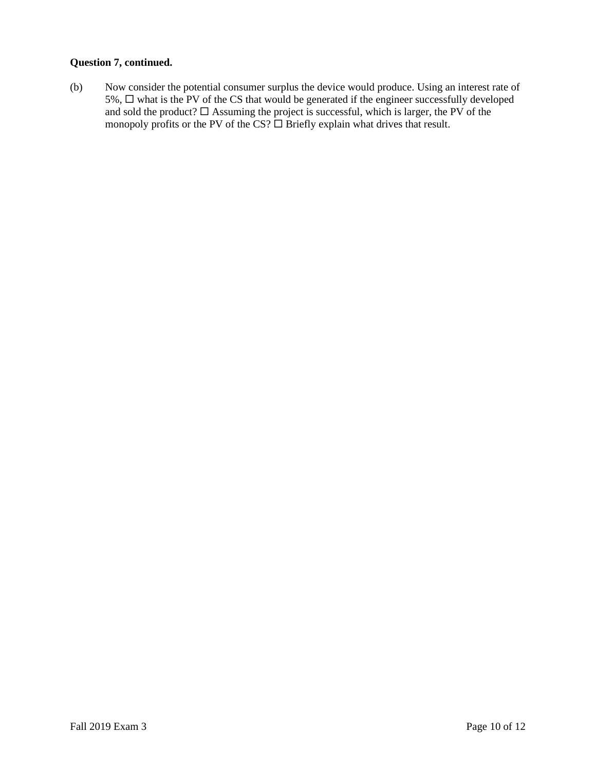**Question 7, continued.**

(b) Now consider the potential consumer surplus the device would produce. Using an interest rate of 5%, ☐ what is the PV of the CS that would be generated if the engineer successfully developed and sold the product? ☐ Assuming the project is successful, which is larger, the PV of the monopoly profits or the PV of the CS? ☐ Briefly explain what drives that result.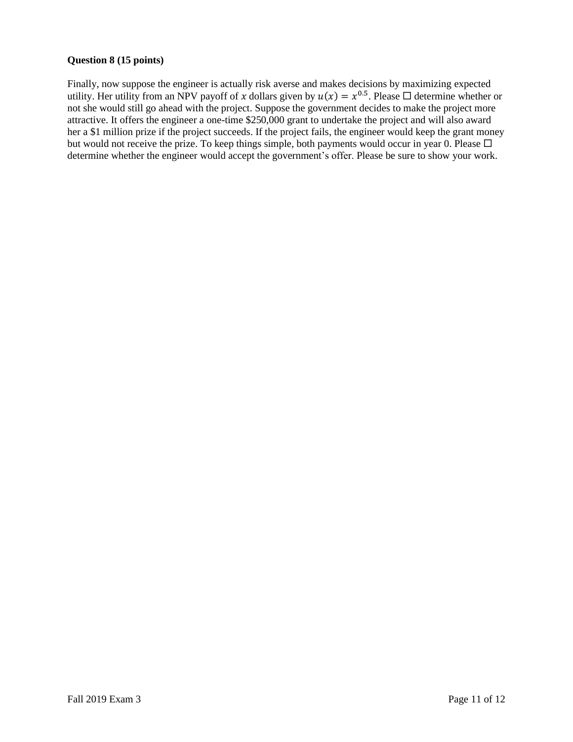**Question 8 (15 points)**

Finally, now suppose the engineer is actually risk averse and makes decisions by maximizing expected utility. Her utility from an NPV payoff of $x$ dollars given by $u(x) = x^{0.5}$. Please ☐ determine whether or not she would still go ahead with the project. Suppose the government decides to make the project more attractive. It offers the engineer a one-time $250,000 grant to undertake the project and will also award her a $1 million prize if the project succeeds. If the project fails, the engineer would keep the grant money but would not receive the prize. To keep things simple, both payments would occur in year 0. Please ☐ determine whether the engineer would accept the government's offer. Please be sure to show your work.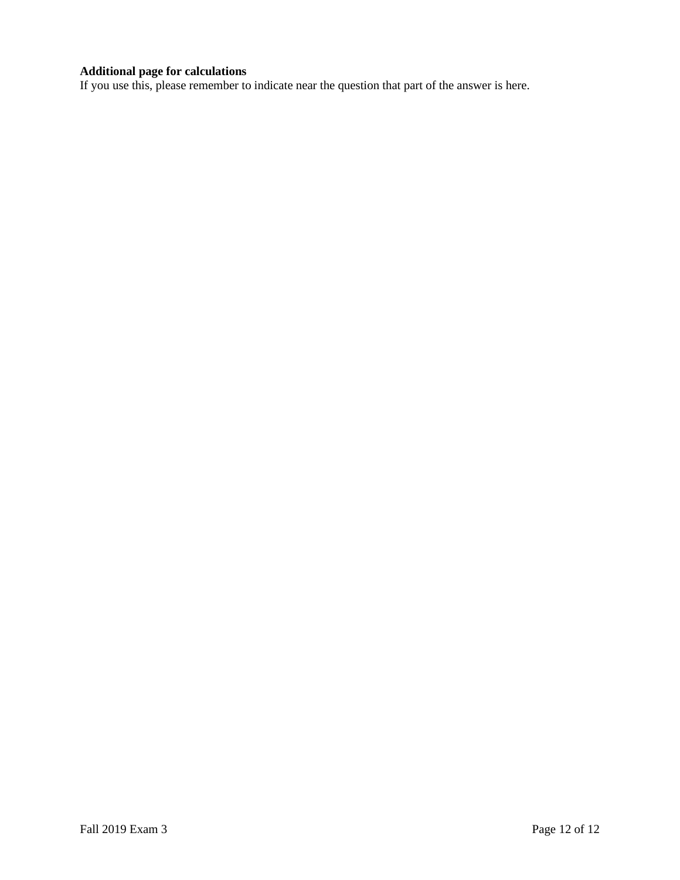**Additional page for calculations**

If you use this, please remember to indicate near the question that part of the answer is here.